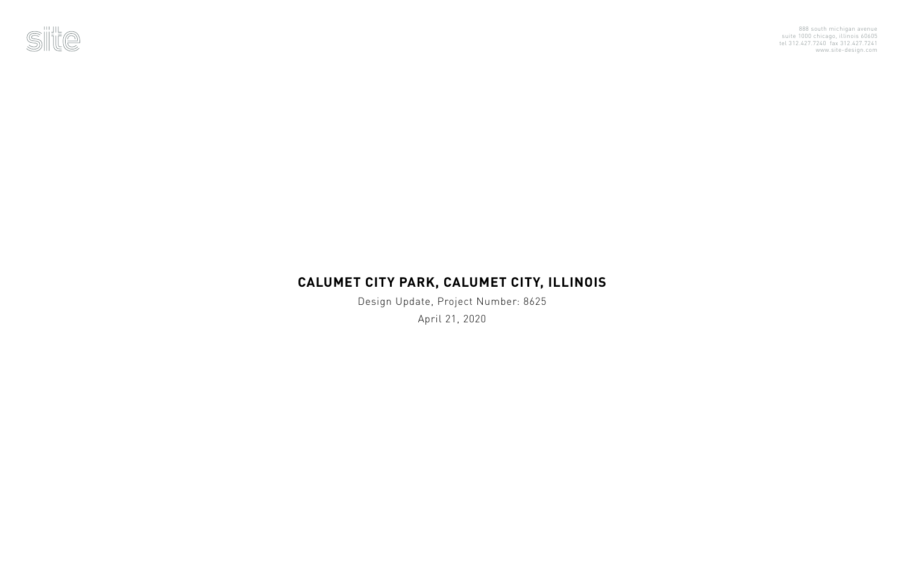site

888 south michigan avenue
suite 1000 chicago, illinois 60605
tel 312.427.7240 fax 312.427.7241
www.site-design.com

# CALUMET CITY PARK, CALUMET CITY, ILLINOIS

Design Update, Project Number: 8625

April 21, 2020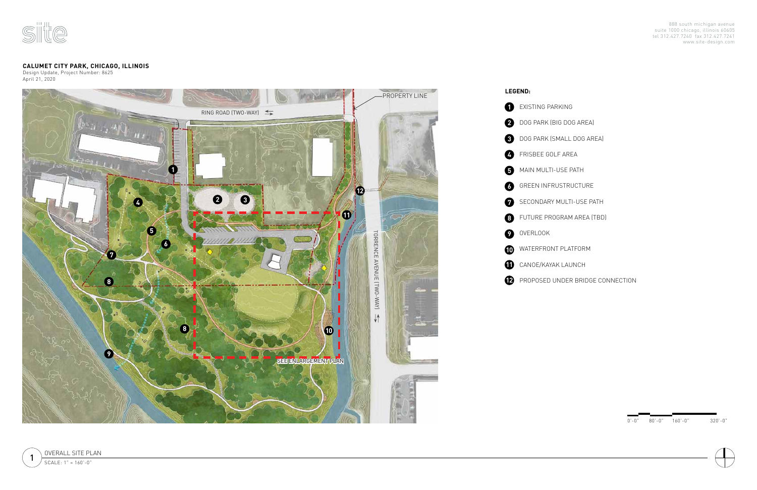site

888 south michigan avenue
suite 1000 chicago, illinois 60605
tel 312.427.7240 fax 312.427.7241
www.site-design.com

**CALUMET CITY PARK, CHICAGO, ILLINOIS**
Design Update, Project Number: 8625
April 21, 2020

PROPERTY LINE

RING ROAD (TWO-WAY)

TORRENCE AVENUE (TWO-WAY)

SEE ENLARGEMENT PLAN

**LEGEND:**

1. EXISTING PARKING
2. DOG PARK (BIG DOG AREA)
3. DOG PARK (SMALL DOG AREA)
4. FRISBEE GOLF AREA
5. MAIN MULTI-USE PATH
6. GREEN INFRUSTRUCTURE
7. SECONDARY MULTI-USE PATH
8. FUTURE PROGRAM AREA (TBD)
9. OVERLOOK
10. WATERFRONT PLATFORM
11. CANOE/KAYAK LAUNCH
12. PROPOSED UNDER BRIDGE CONNECTION

0'-0" 80'-0" 160'-0" 320'-0"

1 OVERALL SITE PLAN
SCALE: 1" = 160'-0"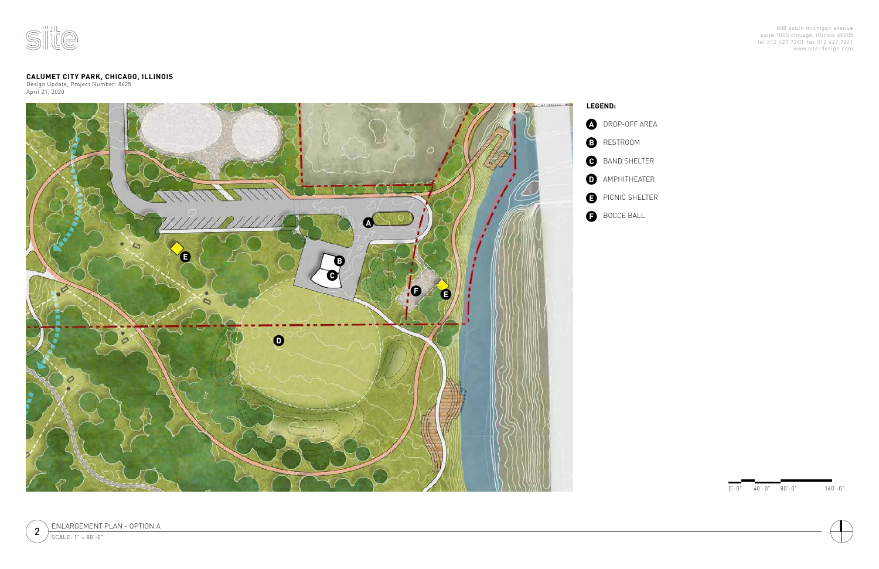site

888 south michigan avenue
suite 1000 chicago, illinois 60605
tel 312.427.7240 fax 312.427.7241
www.site-design.com

**CALUMET CITY PARK, CHICAGO, ILLINOIS**
Design Update, Project Number: 8625
April 21, 2020

**LEGEND:**

- A DROP-OFF AREA
- B RESTROOM
- C BAND SHELTER
- D AMPHITHEATER
- E PICNIC SHELTER
- F BOCCE BALL

0'-0" 40'-0" 80'-0" 160'-0"

2 ENLARGEMENT PLAN - OPTION A
SCALE: 1" = 80'-0"